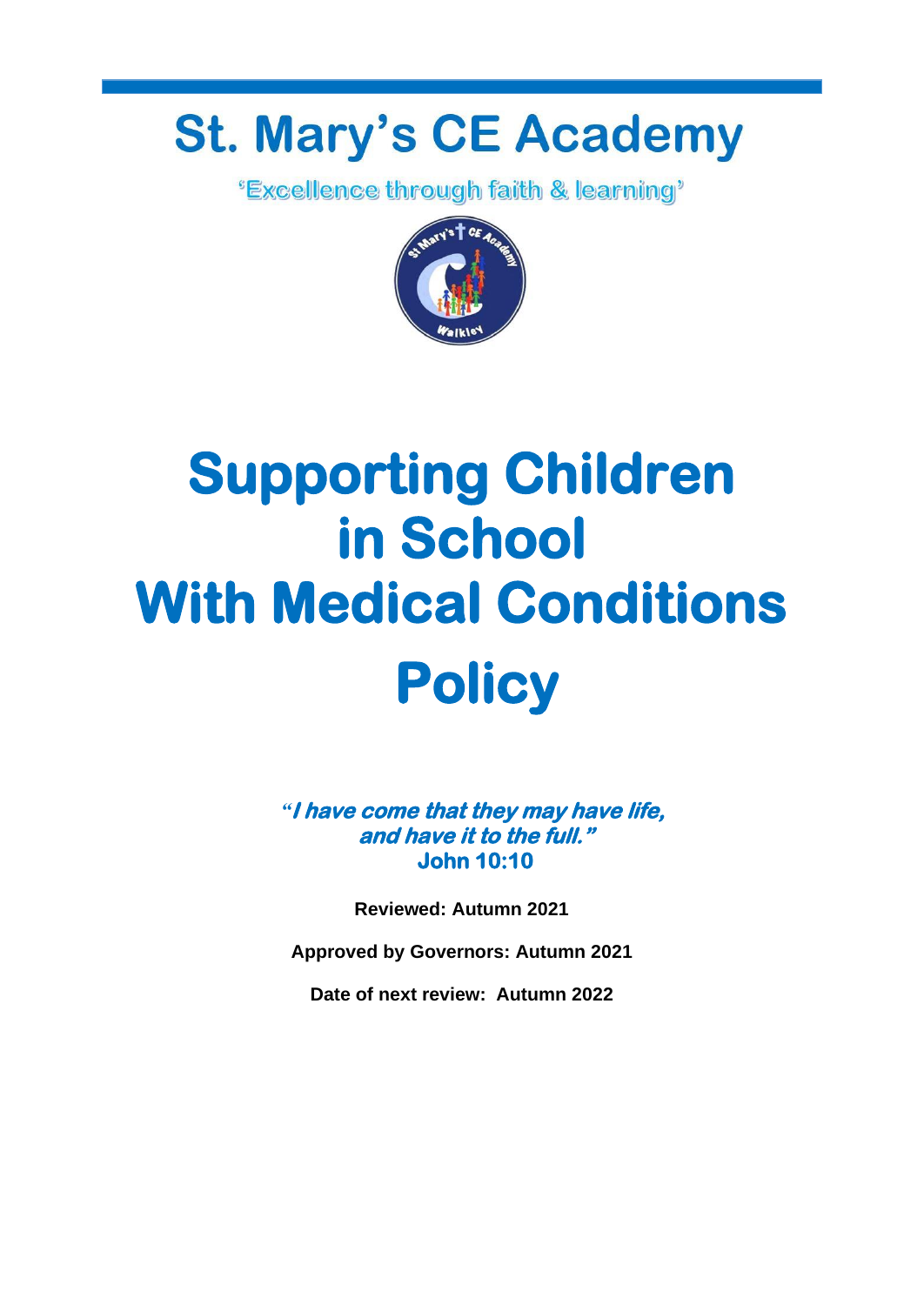# St. Mary's CE Academy

'Excellence through faith & learning'

# Supporting Children in School With Medical Conditions Policy

***"I have come that they may have life, and have it to the full."***
**John 10:10**

**Reviewed: Autumn 2021**

**Approved by Governors: Autumn 2021**

**Date of next review: Autumn 2022**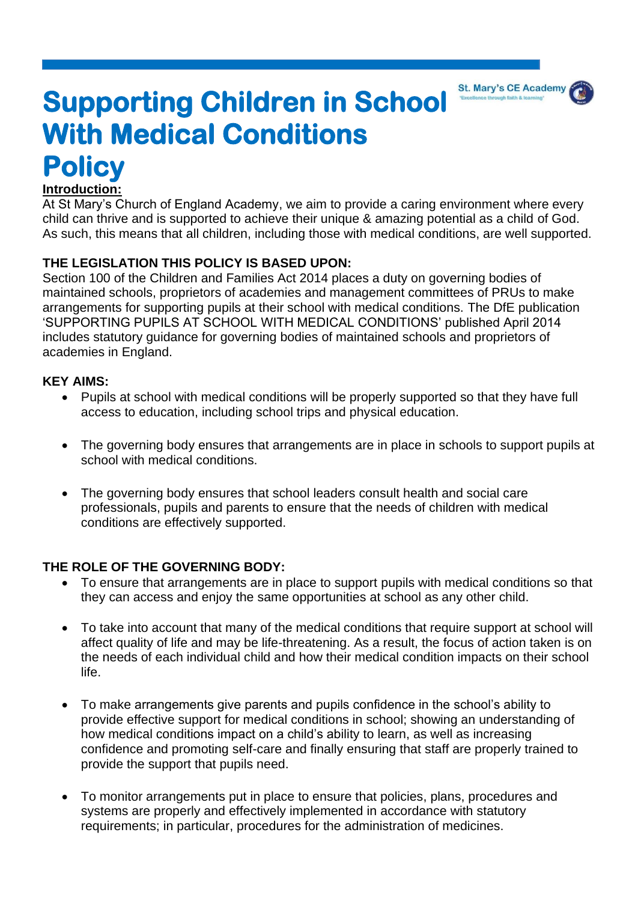# Supporting Children in School With Medical Conditions Policy

**Introduction:**

At St Mary's Church of England Academy, we aim to provide a caring environment where every child can thrive and is supported to achieve their unique & amazing potential as a child of God. As such, this means that all children, including those with medical conditions, are well supported.

**THE LEGISLATION THIS POLICY IS BASED UPON:**

Section 100 of the Children and Families Act 2014 places a duty on governing bodies of maintained schools, proprietors of academies and management committees of PRUs to make arrangements for supporting pupils at their school with medical conditions. The DfE publication 'SUPPORTING PUPILS AT SCHOOL WITH MEDICAL CONDITIONS' published April 2014 includes statutory guidance for governing bodies of maintained schools and proprietors of academies in England.

**KEY AIMS:**

- Pupils at school with medical conditions will be properly supported so that they have full access to education, including school trips and physical education.
- The governing body ensures that arrangements are in place in schools to support pupils at school with medical conditions.
- The governing body ensures that school leaders consult health and social care professionals, pupils and parents to ensure that the needs of children with medical conditions are effectively supported.

**THE ROLE OF THE GOVERNING BODY:**

- To ensure that arrangements are in place to support pupils with medical conditions so that they can access and enjoy the same opportunities at school as any other child.
- To take into account that many of the medical conditions that require support at school will affect quality of life and may be life-threatening. As a result, the focus of action taken is on the needs of each individual child and how their medical condition impacts on their school life.
- To make arrangements give parents and pupils confidence in the school's ability to provide effective support for medical conditions in school; showing an understanding of how medical conditions impact on a child's ability to learn, as well as increasing confidence and promoting self-care and finally ensuring that staff are properly trained to provide the support that pupils need.
- To monitor arrangements put in place to ensure that policies, plans, procedures and systems are properly and effectively implemented in accordance with statutory requirements; in particular, procedures for the administration of medicines.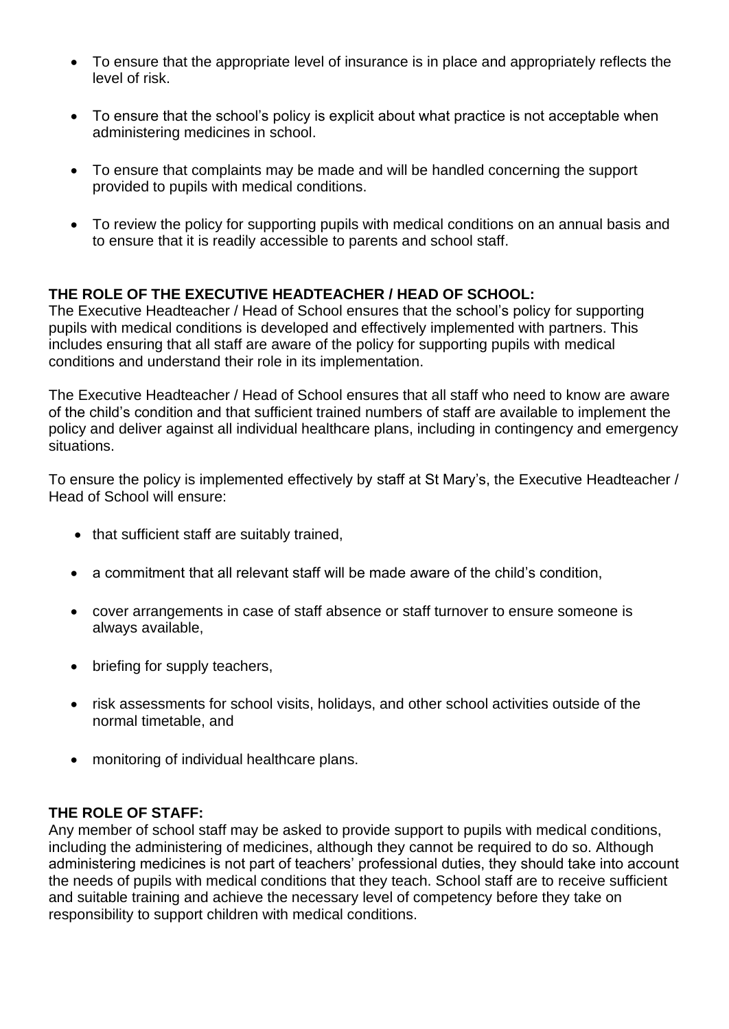- To ensure that the appropriate level of insurance is in place and appropriately reflects the level of risk.
- To ensure that the school's policy is explicit about what practice is not acceptable when administering medicines in school.
- To ensure that complaints may be made and will be handled concerning the support provided to pupils with medical conditions.
- To review the policy for supporting pupils with medical conditions on an annual basis and to ensure that it is readily accessible to parents and school staff.

**THE ROLE OF THE EXECUTIVE HEADTEACHER / HEAD OF SCHOOL:**
The Executive Headteacher / Head of School ensures that the school's policy for supporting pupils with medical conditions is developed and effectively implemented with partners. This includes ensuring that all staff are aware of the policy for supporting pupils with medical conditions and understand their role in its implementation.

The Executive Headteacher / Head of School ensures that all staff who need to know are aware of the child's condition and that sufficient trained numbers of staff are available to implement the policy and deliver against all individual healthcare plans, including in contingency and emergency situations.

To ensure the policy is implemented effectively by staff at St Mary's, the Executive Headteacher / Head of School will ensure:

- that sufficient staff are suitably trained,
- a commitment that all relevant staff will be made aware of the child's condition,
- cover arrangements in case of staff absence or staff turnover to ensure someone is always available,
- briefing for supply teachers,
- risk assessments for school visits, holidays, and other school activities outside of the normal timetable, and
- monitoring of individual healthcare plans.

**THE ROLE OF STAFF:**
Any member of school staff may be asked to provide support to pupils with medical conditions, including the administering of medicines, although they cannot be required to do so. Although administering medicines is not part of teachers' professional duties, they should take into account the needs of pupils with medical conditions that they teach. School staff are to receive sufficient and suitable training and achieve the necessary level of competency before they take on responsibility to support children with medical conditions.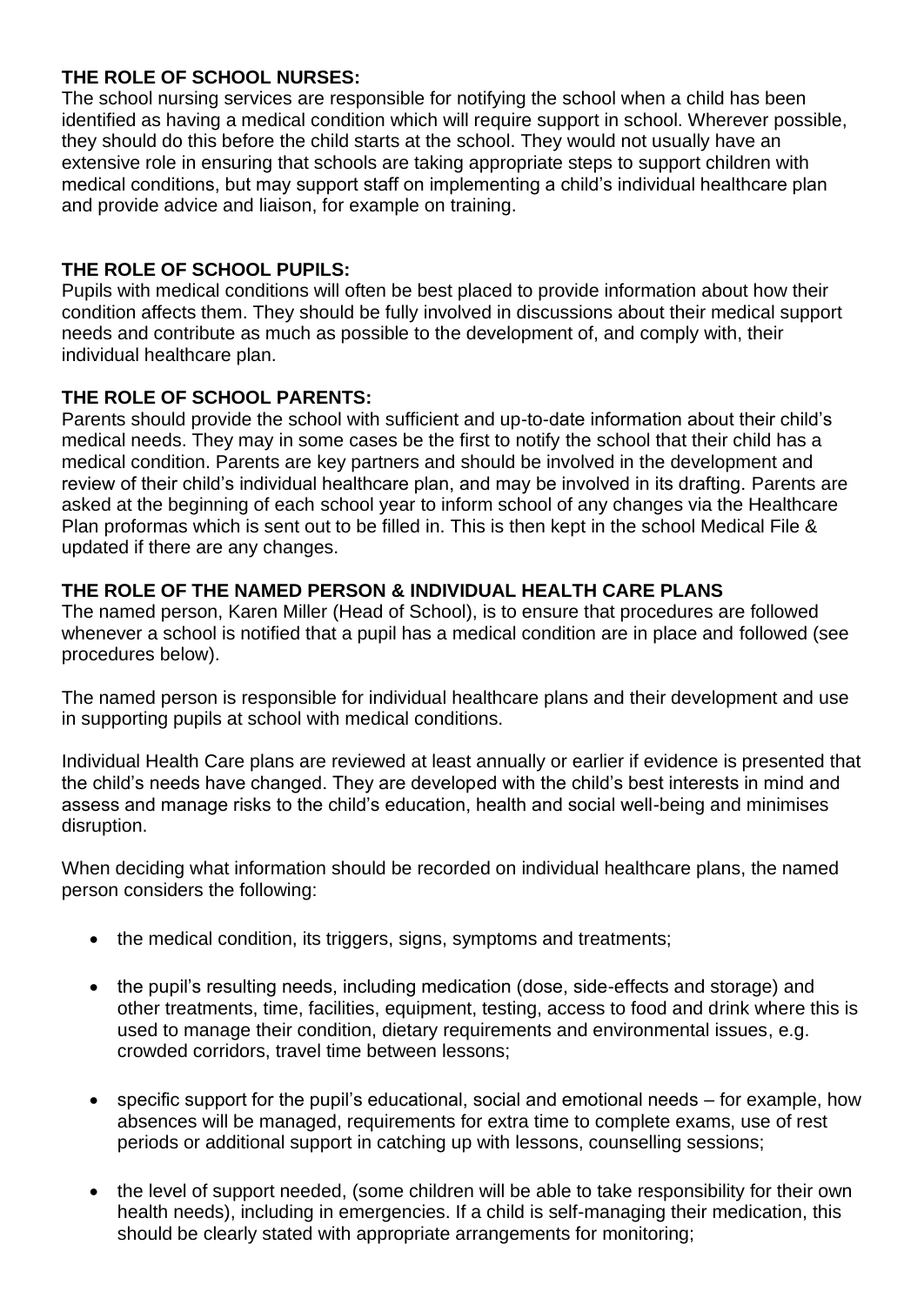**THE ROLE OF SCHOOL NURSES:**
The school nursing services are responsible for notifying the school when a child has been identified as having a medical condition which will require support in school. Wherever possible, they should do this before the child starts at the school. They would not usually have an extensive role in ensuring that schools are taking appropriate steps to support children with medical conditions, but may support staff on implementing a child's individual healthcare plan and provide advice and liaison, for example on training.

**THE ROLE OF SCHOOL PUPILS:**
Pupils with medical conditions will often be best placed to provide information about how their condition affects them. They should be fully involved in discussions about their medical support needs and contribute as much as possible to the development of, and comply with, their individual healthcare plan.

**THE ROLE OF SCHOOL PARENTS:**
Parents should provide the school with sufficient and up-to-date information about their child's medical needs. They may in some cases be the first to notify the school that their child has a medical condition. Parents are key partners and should be involved in the development and review of their child's individual healthcare plan, and may be involved in its drafting. Parents are asked at the beginning of each school year to inform school of any changes via the Healthcare Plan proformas which is sent out to be filled in. This is then kept in the school Medical File & updated if there are any changes.

**THE ROLE OF THE NAMED PERSON & INDIVIDUAL HEALTH CARE PLANS**
The named person, Karen Miller (Head of School), is to ensure that procedures are followed whenever a school is notified that a pupil has a medical condition are in place and followed (see procedures below).

The named person is responsible for individual healthcare plans and their development and use in supporting pupils at school with medical conditions.

Individual Health Care plans are reviewed at least annually or earlier if evidence is presented that the child's needs have changed. They are developed with the child's best interests in mind and assess and manage risks to the child's education, health and social well-being and minimises disruption.

When deciding what information should be recorded on individual healthcare plans, the named person considers the following:

- the medical condition, its triggers, signs, symptoms and treatments;
- the pupil's resulting needs, including medication (dose, side-effects and storage) and other treatments, time, facilities, equipment, testing, access to food and drink where this is used to manage their condition, dietary requirements and environmental issues, e.g. crowded corridors, travel time between lessons;
- specific support for the pupil's educational, social and emotional needs – for example, how absences will be managed, requirements for extra time to complete exams, use of rest periods or additional support in catching up with lessons, counselling sessions;
- the level of support needed, (some children will be able to take responsibility for their own health needs), including in emergencies. If a child is self-managing their medication, this should be clearly stated with appropriate arrangements for monitoring;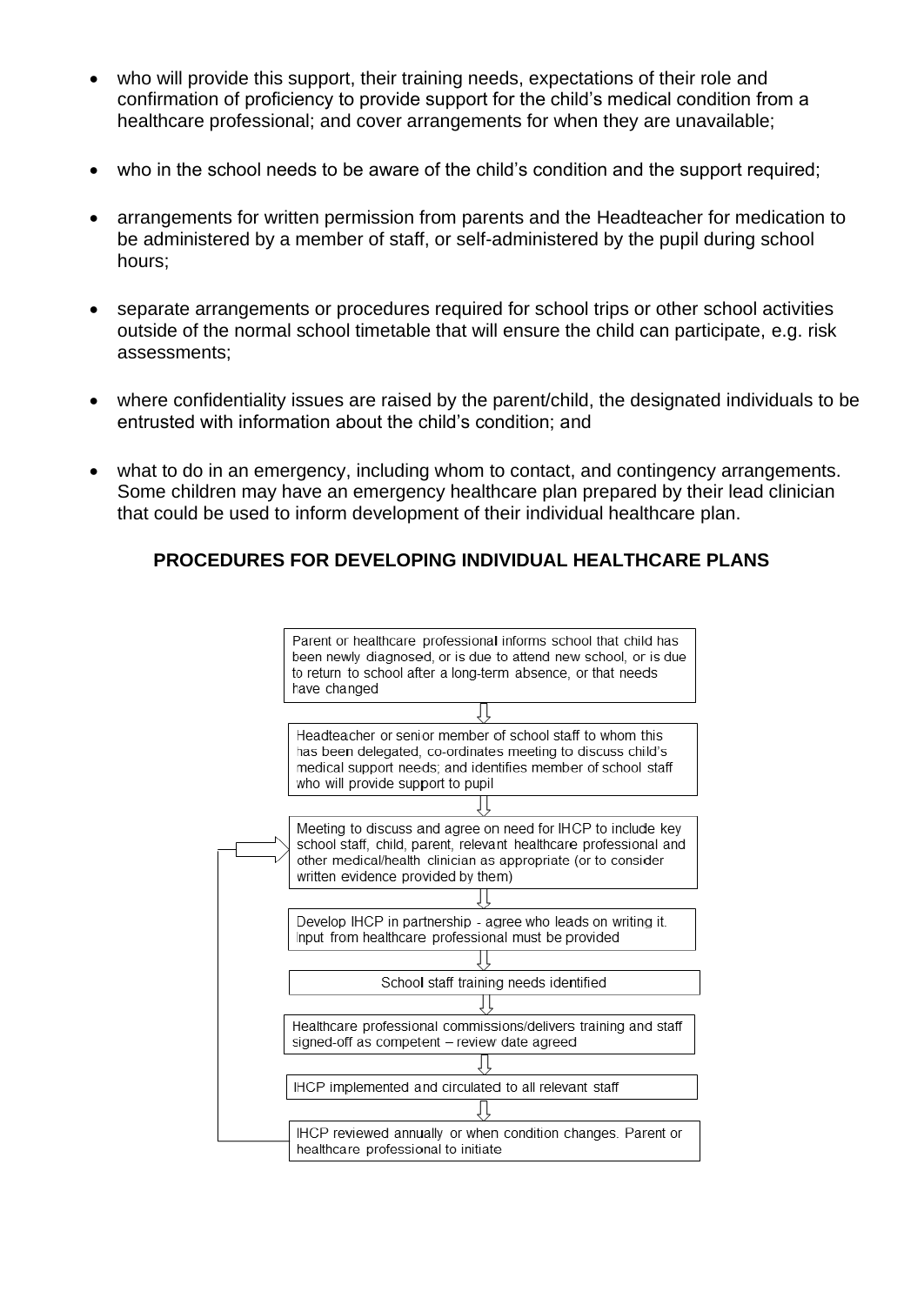- who will provide this support, their training needs, expectations of their role and confirmation of proficiency to provide support for the child's medical condition from a healthcare professional; and cover arrangements for when they are unavailable;

- who in the school needs to be aware of the child's condition and the support required;

- arrangements for written permission from parents and the Headteacher for medication to be administered by a member of staff, or self-administered by the pupil during school hours;

- separate arrangements or procedures required for school trips or other school activities outside of the normal school timetable that will ensure the child can participate, e.g. risk assessments;

- where confidentiality issues are raised by the parent/child, the designated individuals to be entrusted with information about the child's condition; and

- what to do in an emergency, including whom to contact, and contingency arrangements. Some children may have an emergency healthcare plan prepared by their lead clinician that could be used to inform development of their individual healthcare plan.

## PROCEDURES FOR DEVELOPING INDIVIDUAL HEALTHCARE PLANS

Parent or healthcare professional informs school that child has been newly diagnosed, or is due to attend new school, or is due to return to school after a long-term absence, or that needs have changed

⇩

Headteacher or senior member of school staff to whom this has been delegated, co-ordinates meeting to discuss child's medical support needs; and identifies member of school staff who will provide support to pupil

⇩

Meeting to discuss and agree on need for IHCP to include key school staff, child, parent, relevant healthcare professional and other medical/health clinician as appropriate (or to consider written evidence provided by them)

⇩

Develop IHCP in partnership - agree who leads on writing it. Input from healthcare professional must be provided

⇩

School staff training needs identified

⇩

Healthcare professional commissions/delivers training and staff signed-off as competent – review date agreed

⇩

IHCP implemented and circulated to all relevant staff

⇩

IHCP reviewed annually or when condition changes. Parent or healthcare professional to initiate (returns to "Meeting to discuss and agree on need for IHCP")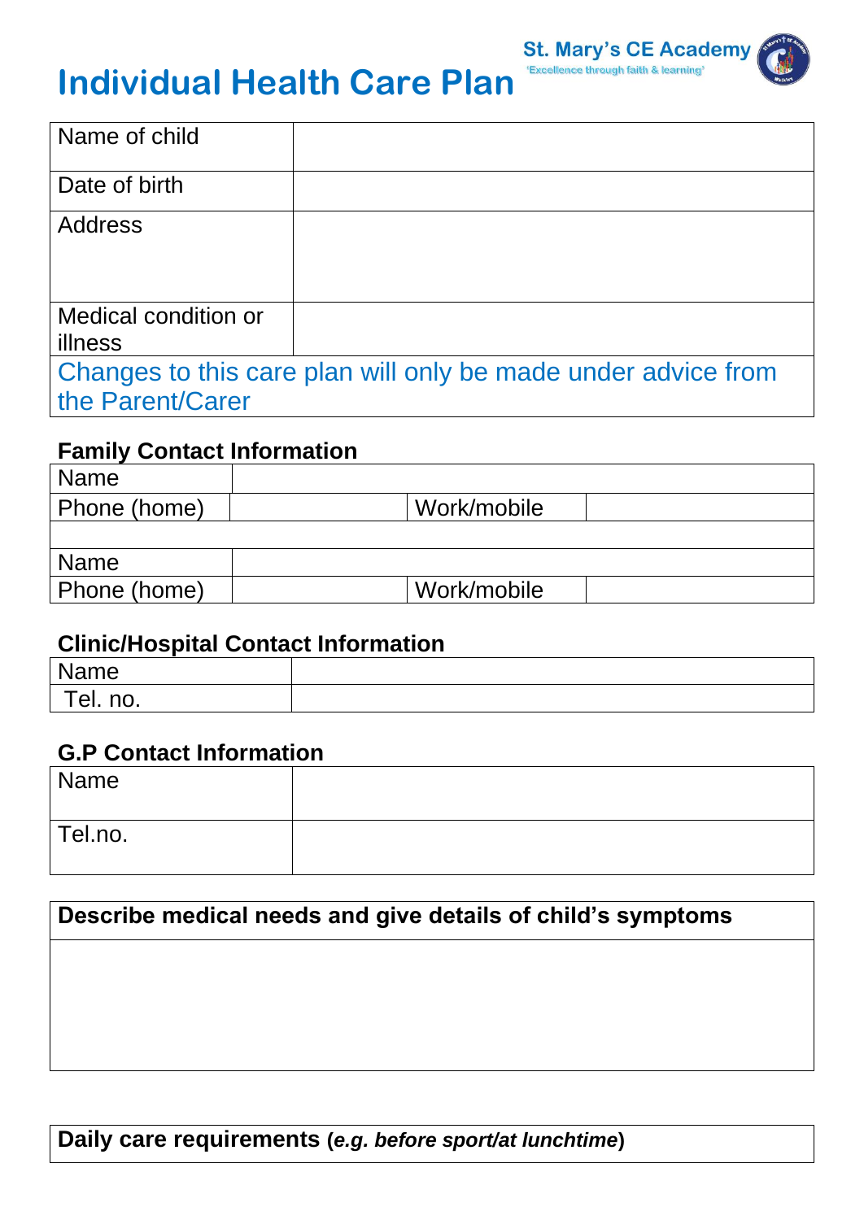St. Mary's CE Academy
'Excellence through faith & learning'

# Individual Health Care Plan

| Name of child | |
|---|---|
| Date of birth | |
| Address | |
| Medical condition or illness | |
| Changes to this care plan will only be made under advice from the Parent/Carer | |

### Family Contact Information

| Name | | | |
|---|---|---|---|
| Phone (home) | | Work/mobile | |
| | | | |
| Name | | | |
| Phone (home) | | Work/mobile | |

### Clinic/Hospital Contact Information

| Name | |
|---|---|
| Tel. no. | |

### G.P Contact Information

| Name | |
|---|---|
| Tel.no. | |

| **Describe medical needs and give details of child's symptoms** |
|---|
| |

| **Daily care requirements** (***e.g. before sport/at lunchtime***) |
|---|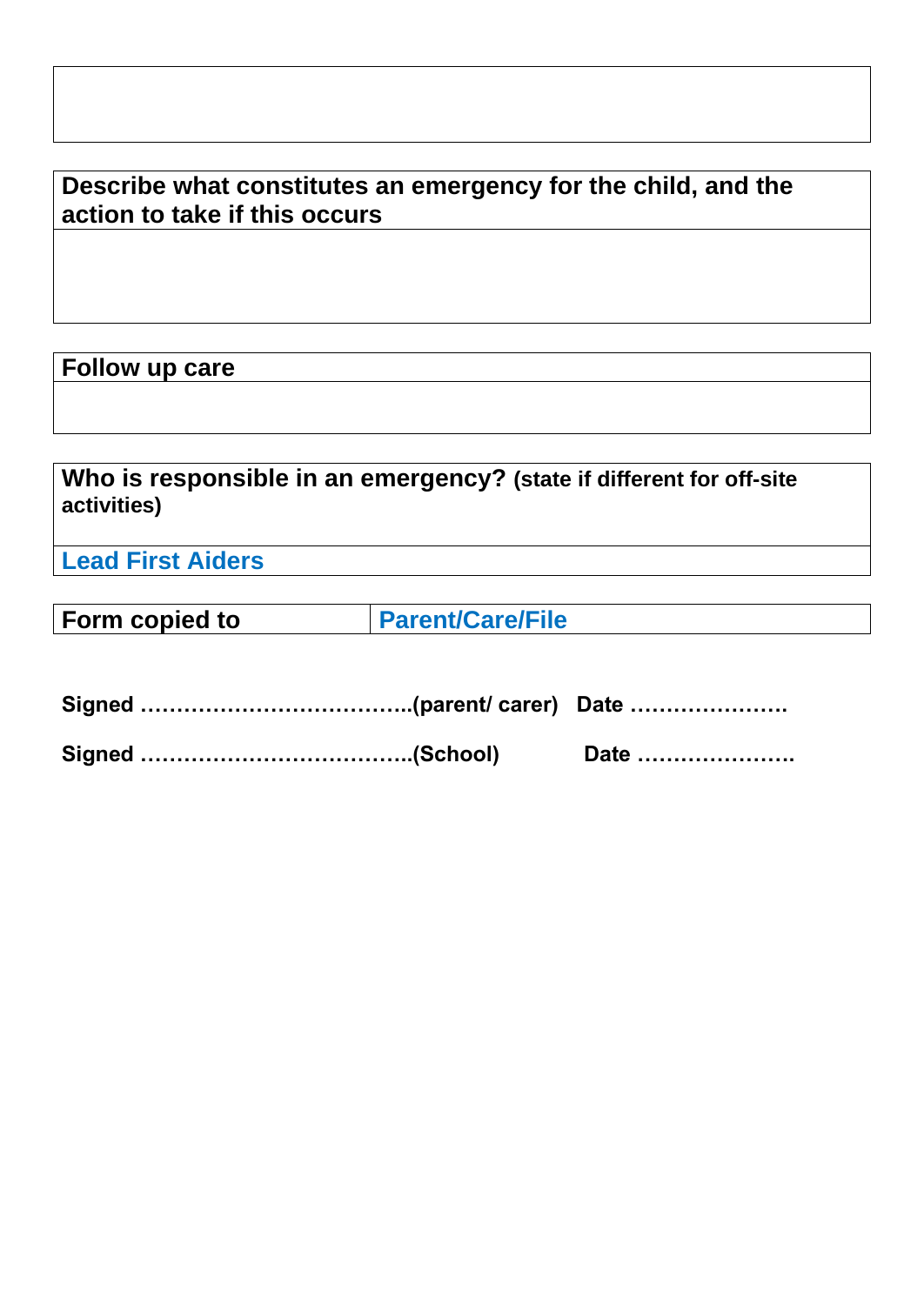| |
|---|
| |

| |
|---|
| **Describe what constitutes an emergency for the child, and the action to take if this occurs** |
| |

| |
|---|
| **Follow up care** |
| |

| |
|---|
| **Who is responsible in an emergency? (state if different for off-site activities)** |
| **Lead First Aiders** |

| | |
|---|---|
| **Form copied to** | **Parent/Care/File** |

**Signed ………………………………..(parent/ carer) Date ………………….**

**Signed ………………………………..(School) Date ………………….**